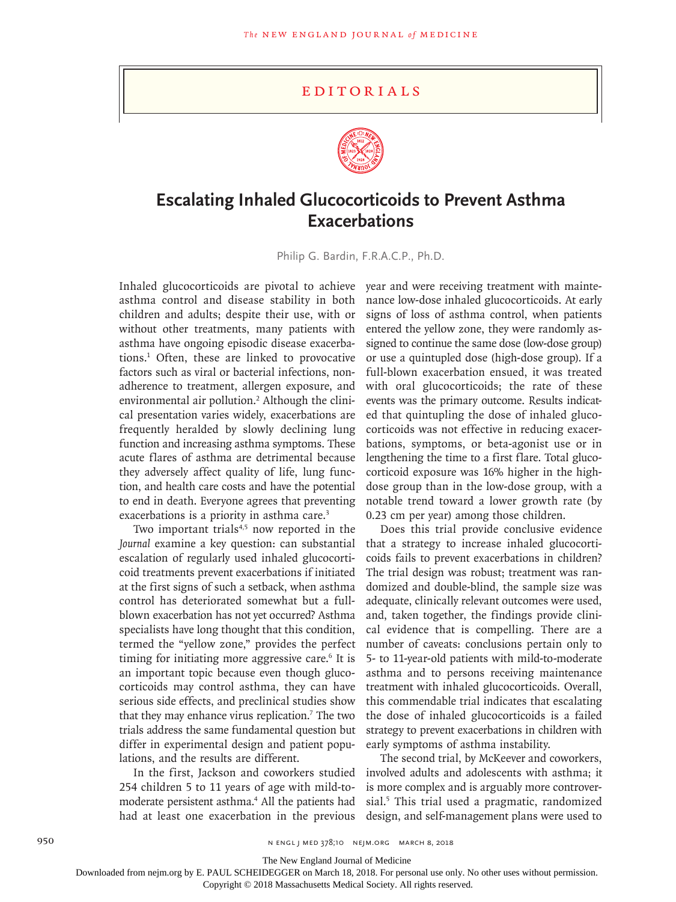# EDITORIALS

## Escalating Inhaled Glucocorticoids to Prevent Asthma Exacerbations

Philip G. Bardin, F.R.A.C.P., Ph.D.

Inhaled glucocorticoids are pivotal to achieve asthma control and disease stability in both children and adults; despite their use, with or without other treatments, many patients with asthma have ongoing episodic disease exacerbations.[1] Often, these are linked to provocative factors such as viral or bacterial infections, nonadherence to treatment, allergen exposure, and environmental air pollution.[2] Although the clinical presentation varies widely, exacerbations are frequently heralded by slowly declining lung function and increasing asthma symptoms. These acute flares of asthma are detrimental because they adversely affect quality of life, lung function, and health care costs and have the potential to end in death. Everyone agrees that preventing exacerbations is a priority in asthma care.[3]

Two important trials[4,5] now reported in the *Journal* examine a key question: can substantial escalation of regularly used inhaled glucocorticoid treatments prevent exacerbations if initiated at the first signs of such a setback, when asthma control has deteriorated somewhat but a full-blown exacerbation has not yet occurred? Asthma specialists have long thought that this condition, termed the "yellow zone," provides the perfect timing for initiating more aggressive care.[6] It is an important topic because even though glucocorticoids may control asthma, they can have serious side effects, and preclinical studies show that they may enhance virus replication.[7] The two trials address the same fundamental question but differ in experimental design and patient populations, and the results are different.

In the first, Jackson and coworkers studied 254 children 5 to 11 years of age with mild-to-moderate persistent asthma.[4] All the patients had had at least one exacerbation in the previous year and were receiving treatment with maintenance low-dose inhaled glucocorticoids. At early signs of loss of asthma control, when patients entered the yellow zone, they were randomly assigned to continue the same dose (low-dose group) or use a quintupled dose (high-dose group). If a full-blown exacerbation ensued, it was treated with oral glucocorticoids; the rate of these events was the primary outcome. Results indicated that quintupling the dose of inhaled glucocorticoids was not effective in reducing exacerbations, symptoms, or beta-agonist use or in lengthening the time to a first flare. Total glucocorticoid exposure was 16% higher in the high-dose group than in the low-dose group, with a notable trend toward a lower growth rate (by 0.23 cm per year) among those children.

Does this trial provide conclusive evidence that a strategy to increase inhaled glucocorticoids fails to prevent exacerbations in children? The trial design was robust; treatment was randomized and double-blind, the sample size was adequate, clinically relevant outcomes were used, and, taken together, the findings provide clinical evidence that is compelling. There are a number of caveats: conclusions pertain only to 5- to 11-year-old patients with mild-to-moderate asthma and to persons receiving maintenance treatment with inhaled glucocorticoids. Overall, this commendable trial indicates that escalating the dose of inhaled glucocorticoids is a failed strategy to prevent exacerbations in children with early symptoms of asthma instability.

The second trial, by McKeever and coworkers, involved adults and adolescents with asthma; it is more complex and is arguably more controversial.[5] This trial used a pragmatic, randomized design, and self-management plans were used to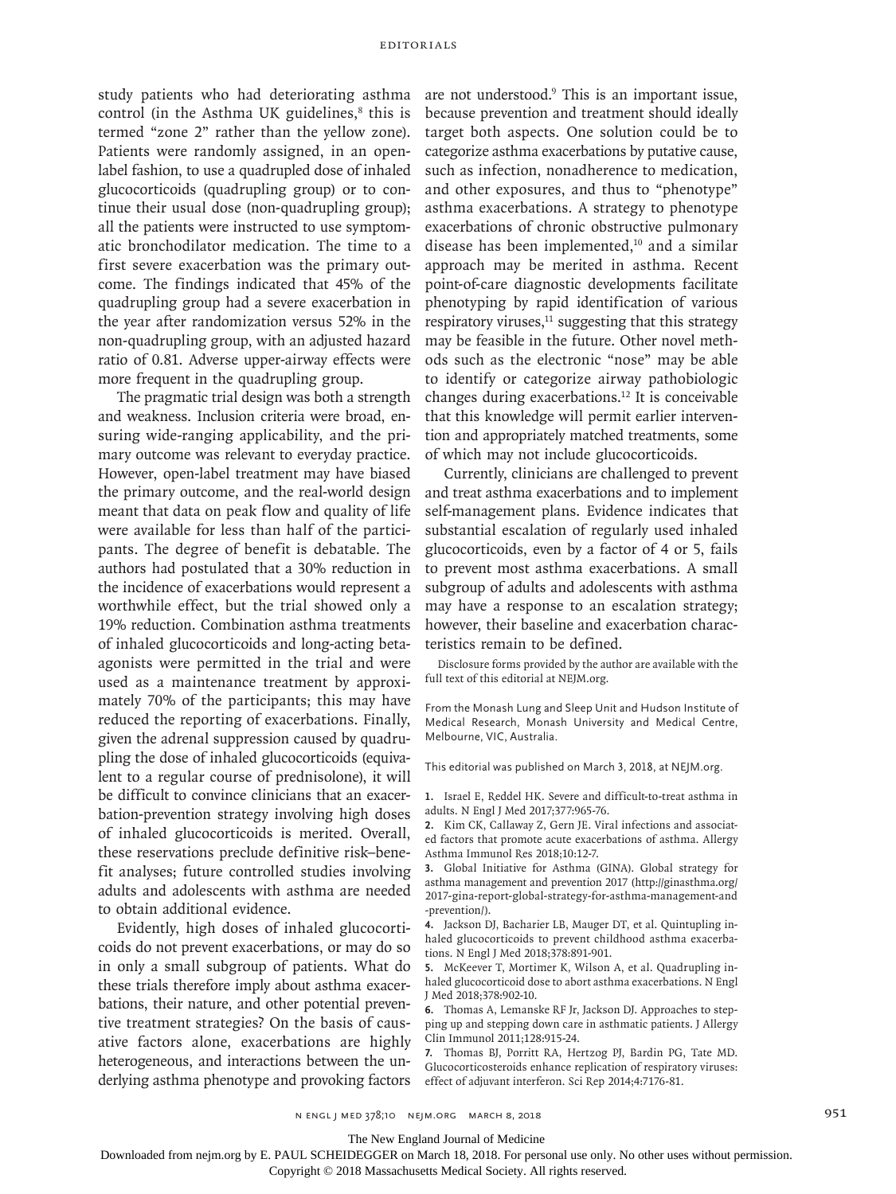study patients who had deteriorating asthma control (in the Asthma UK guidelines,[8] this is termed "zone 2" rather than the yellow zone). Patients were randomly assigned, in an open-label fashion, to use a quadrupled dose of inhaled glucocorticoids (quadrupling group) or to continue their usual dose (non-quadrupling group); all the patients were instructed to use symptomatic bronchodilator medication. The time to a first severe exacerbation was the primary outcome. The findings indicated that 45% of the quadrupling group had a severe exacerbation in the year after randomization versus 52% in the non-quadrupling group, with an adjusted hazard ratio of 0.81. Adverse upper-airway effects were more frequent in the quadrupling group.

The pragmatic trial design was both a strength and weakness. Inclusion criteria were broad, ensuring wide-ranging applicability, and the primary outcome was relevant to everyday practice. However, open-label treatment may have biased the primary outcome, and the real-world design meant that data on peak flow and quality of life were available for less than half of the participants. The degree of benefit is debatable. The authors had postulated that a 30% reduction in the incidence of exacerbations would represent a worthwhile effect, but the trial showed only a 19% reduction. Combination asthma treatments of inhaled glucocorticoids and long-acting beta-agonists were permitted in the trial and were used as a maintenance treatment by approximately 70% of the participants; this may have reduced the reporting of exacerbations. Finally, given the adrenal suppression caused by quadrupling the dose of inhaled glucocorticoids (equivalent to a regular course of prednisolone), it will be difficult to convince clinicians that an exacerbation-prevention strategy involving high doses of inhaled glucocorticoids is merited. Overall, these reservations preclude definitive risk–benefit analyses; future controlled studies involving adults and adolescents with asthma are needed to obtain additional evidence.

Evidently, high doses of inhaled glucocorticoids do not prevent exacerbations, or may do so in only a small subgroup of patients. What do these trials therefore imply about asthma exacerbations, their nature, and other potential preventive treatment strategies? On the basis of causative factors alone, exacerbations are highly heterogeneous, and interactions between the underlying asthma phenotype and provoking factors are not understood.[9] This is an important issue, because prevention and treatment should ideally target both aspects. One solution could be to categorize asthma exacerbations by putative cause, such as infection, nonadherence to medication, and other exposures, and thus to "phenotype" asthma exacerbations. A strategy to phenotype exacerbations of chronic obstructive pulmonary disease has been implemented,[10] and a similar approach may be merited in asthma. Recent point-of-care diagnostic developments facilitate phenotyping by rapid identification of various respiratory viruses,[11] suggesting that this strategy may be feasible in the future. Other novel methods such as the electronic "nose" may be able to identify or categorize airway pathobiologic changes during exacerbations.[12] It is conceivable that this knowledge will permit earlier intervention and appropriately matched treatments, some of which may not include glucocorticoids.

Currently, clinicians are challenged to prevent and treat asthma exacerbations and to implement self-management plans. Evidence indicates that substantial escalation of regularly used inhaled glucocorticoids, even by a factor of 4 or 5, fails to prevent most asthma exacerbations. A small subgroup of adults and adolescents with asthma may have a response to an escalation strategy; however, their baseline and exacerbation characteristics remain to be defined.

Disclosure forms provided by the author are available with the full text of this editorial at NEJM.org.

From the Monash Lung and Sleep Unit and Hudson Institute of Medical Research, Monash University and Medical Centre, Melbourne, VIC, Australia.

This editorial was published on March 3, 2018, at NEJM.org.

1. Israel E, Reddel HK. Severe and difficult-to-treat asthma in adults. N Engl J Med 2017;377:965-76.
2. Kim CK, Callaway Z, Gern JE. Viral infections and associated factors that promote acute exacerbations of asthma. Allergy Asthma Immunol Res 2018;10:12-7.
3. Global Initiative for Asthma (GINA). Global strategy for asthma management and prevention 2017 (http://ginasthma.org/2017-gina-report-global-strategy-for-asthma-management-and-prevention/).
4. Jackson DJ, Bacharier LB, Mauger DT, et al. Quintupling inhaled glucocorticoids to prevent childhood asthma exacerbations. N Engl J Med 2018;378:891-901.
5. McKeever T, Mortimer K, Wilson A, et al. Quadrupling inhaled glucocorticoid dose to abort asthma exacerbations. N Engl J Med 2018;378:902-10.
6. Thomas A, Lemanske RF Jr, Jackson DJ. Approaches to stepping up and stepping down care in asthmatic patients. J Allergy Clin Immunol 2011;128:915-24.
7. Thomas BJ, Porritt RA, Hertzog PJ, Bardin PG, Tate MD. Glucocorticosteroids enhance replication of respiratory viruses: effect of adjuvant interferon. Sci Rep 2014;4:7176-81.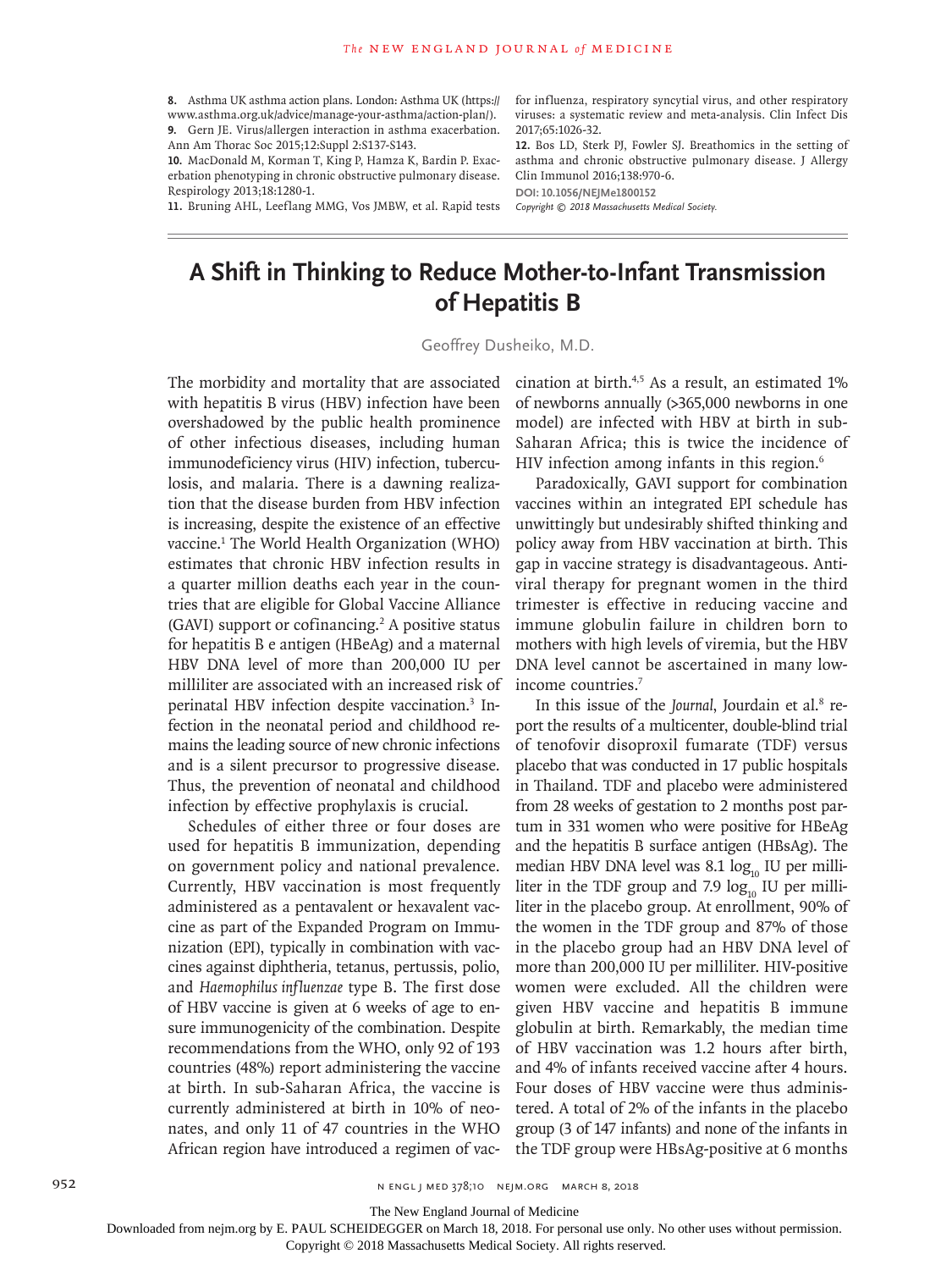8. Asthma UK asthma action plans. London: Asthma UK (https://www.asthma.org.uk/advice/manage-your-asthma/action-plan/).

9. Gern JE. Virus/allergen interaction in asthma exacerbation. Ann Am Thorac Soc 2015;12:Suppl 2:S137-S143.

10. MacDonald M, Korman T, King P, Hamza K, Bardin P. Exacerbation phenotyping in chronic obstructive pulmonary disease. Respirology 2013;18:1280-1.

11. Bruning AHL, Leeflang MMG, Vos JMBW, et al. Rapid tests for influenza, respiratory syncytial virus, and other respiratory viruses: a systematic review and meta-analysis. Clin Infect Dis 2017;65:1026-32.

12. Bos LD, Sterk PJ, Fowler SJ. Breathomics in the setting of asthma and chronic obstructive pulmonary disease. J Allergy Clin Immunol 2016;138:970-6.

DOI: 10.1056/NEJMe1800152

*Copyright © 2018 Massachusetts Medical Society.*

# A Shift in Thinking to Reduce Mother-to-Infant Transmission of Hepatitis B

Geoffrey Dusheiko, M.D.

The morbidity and mortality that are associated with hepatitis B virus (HBV) infection have been overshadowed by the public health prominence of other infectious diseases, including human immunodeficiency virus (HIV) infection, tuberculosis, and malaria. There is a dawning realization that the disease burden from HBV infection is increasing, despite the existence of an effective vaccine.[1] The World Health Organization (WHO) estimates that chronic HBV infection results in a quarter million deaths each year in the countries that are eligible for Global Vaccine Alliance (GAVI) support or cofinancing.[2] A positive status for hepatitis B e antigen (HBeAg) and a maternal HBV DNA level of more than 200,000 IU per milliliter are associated with an increased risk of perinatal HBV infection despite vaccination.[3] Infection in the neonatal period and childhood remains the leading source of new chronic infections and is a silent precursor to progressive disease. Thus, the prevention of neonatal and childhood infection by effective prophylaxis is crucial.

Schedules of either three or four doses are used for hepatitis B immunization, depending on government policy and national prevalence. Currently, HBV vaccination is most frequently administered as a pentavalent or hexavalent vaccine as part of the Expanded Program on Immunization (EPI), typically in combination with vaccines against diphtheria, tetanus, pertussis, polio, and *Haemophilus influenzae* type B. The first dose of HBV vaccine is given at 6 weeks of age to ensure immunogenicity of the combination. Despite recommendations from the WHO, only 92 of 193 countries (48%) report administering the vaccine at birth. In sub-Saharan Africa, the vaccine is currently administered at birth in 10% of neonates, and only 11 of 47 countries in the WHO African region have introduced a regimen of vaccination at birth.[4,5] As a result, an estimated 1% of newborns annually (>365,000 newborns in one model) are infected with HBV at birth in sub-Saharan Africa; this is twice the incidence of HIV infection among infants in this region.[6]

Paradoxically, GAVI support for combination vaccines within an integrated EPI schedule has unwittingly but undesirably shifted thinking and policy away from HBV vaccination at birth. This gap in vaccine strategy is disadvantageous. Antiviral therapy for pregnant women in the third trimester is effective in reducing vaccine and immune globulin failure in children born to mothers with high levels of viremia, but the HBV DNA level cannot be ascertained in many low-income countries.[7]

In this issue of the *Journal*, Jourdain et al.[8] report the results of a multicenter, double-blind trial of tenofovir disoproxil fumarate (TDF) versus placebo that was conducted in 17 public hospitals in Thailand. TDF and placebo were administered from 28 weeks of gestation to 2 months post partum in 331 women who were positive for HBeAg and the hepatitis B surface antigen (HBsAg). The median HBV DNA level was 8.1 $\log_{10}$ IU per milliliter in the TDF group and 7.9 $\log_{10}$ IU per milliliter in the placebo group. At enrollment, 90% of the women in the TDF group and 87% of those in the placebo group had an HBV DNA level of more than 200,000 IU per milliliter. HIV-positive women were excluded. All the children were given HBV vaccine and hepatitis B immune globulin at birth. Remarkably, the median time of HBV vaccination was 1.2 hours after birth, and 4% of infants received vaccine after 4 hours. Four doses of HBV vaccine were thus administered. A total of 2% of the infants in the placebo group (3 of 147 infants) and none of the infants in the TDF group were HBsAg-positive at 6 months